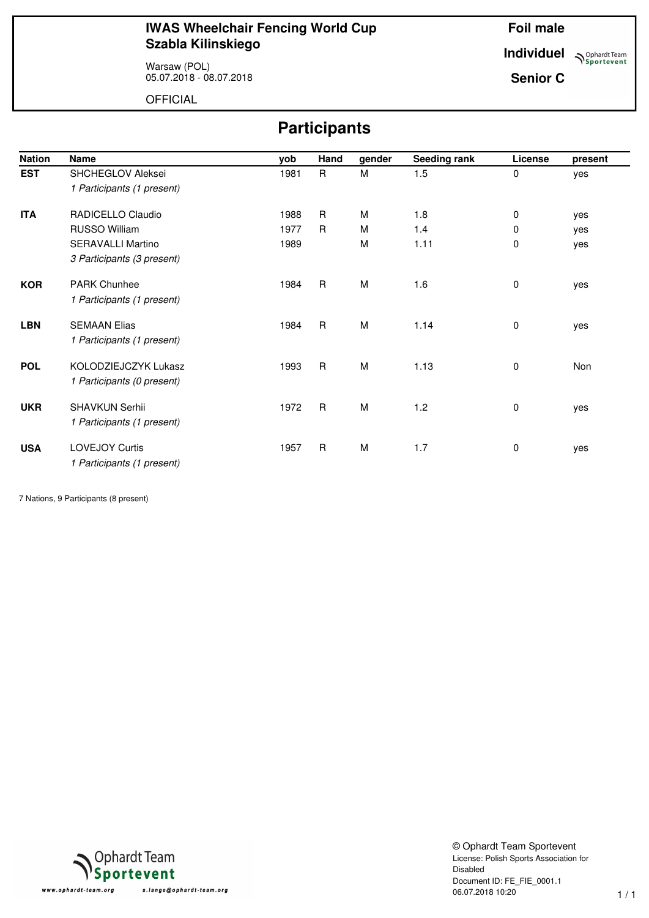**IWAS Wheelchair Fencing World Cup**
**Szabla Kilinskiego**

Warsaw (POL)
05.07.2018 - 08.07.2018

OFFICIAL

**Foil male**

**Individuel**

**Senior C**

# Participants

| Nation | Name | yob | Hand | gender | Seeding rank | License | present |
|---|---|---|---|---|---|---|---|
| **EST** | SHCHEGLOV Aleksei | 1981 | R | M | 1.5 | 0 | yes |
| | *1 Participants (1 present)* | | | | | | |
| **ITA** | RADICELLO Claudio | 1988 | R | M | 1.8 | 0 | yes |
| | RUSSO William | 1977 | R | M | 1.4 | 0 | yes |
| | SERAVALLI Martino | 1989 | | M | 1.11 | 0 | yes |
| | *3 Participants (3 present)* | | | | | | |
| **KOR** | PARK Chunhee | 1984 | R | M | 1.6 | 0 | yes |
| | *1 Participants (1 present)* | | | | | | |
| **LBN** | SEMAAN Elias | 1984 | R | M | 1.14 | 0 | yes |
| | *1 Participants (1 present)* | | | | | | |
| **POL** | KOLODZIEJCZYK Lukasz | 1993 | R | M | 1.13 | 0 | Non |
| | *1 Participants (0 present)* | | | | | | |
| **UKR** | SHAVKUN Serhii | 1972 | R | M | 1.2 | 0 | yes |
| | *1 Participants (1 present)* | | | | | | |
| **USA** | LOVEJOY Curtis | 1957 | R | M | 1.7 | 0 | yes |
| | *1 Participants (1 present)* | | | | | | |

7 Nations, 9 Participants (8 present)

© Ophardt Team Sportevent
License: Polish Sports Association for Disabled
Document ID: FE_FIE_0001.1
06.07.2018 10:20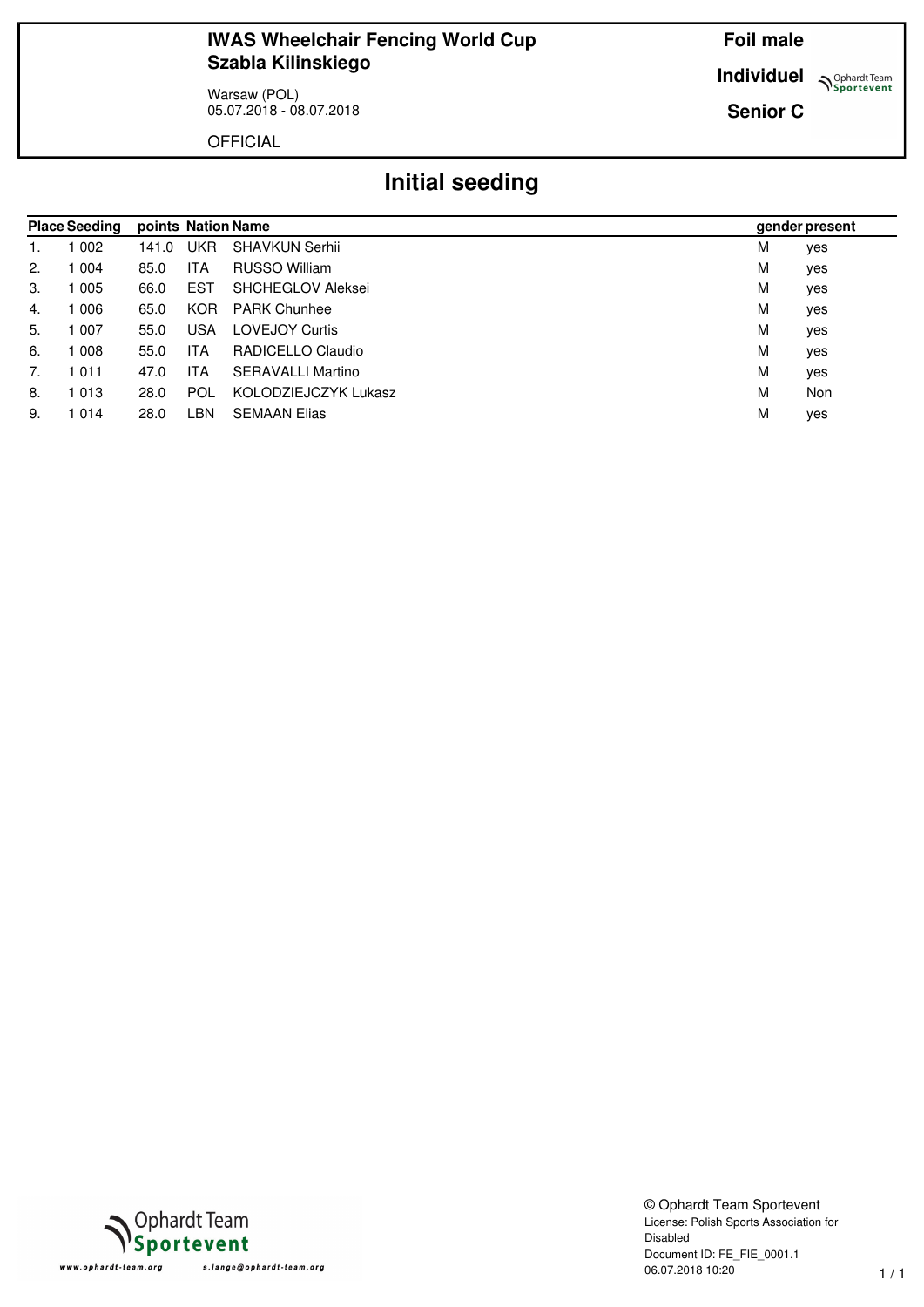**IWAS Wheelchair Fencing World Cup**
**Szabla Kilinskiego**

Warsaw (POL)
05.07.2018 - 08.07.2018

OFFICIAL

**Foil male**

**Individuel**

**Senior C**

# Initial seeding

| Place | Seeding | points | Nation | Name | gender | present |
|---|---|---|---|---|---|---|
| 1. | 1 002 | 141.0 | UKR | SHAVKUN Serhii | M | yes |
| 2. | 1 004 | 85.0 | ITA | RUSSO William | M | yes |
| 3. | 1 005 | 66.0 | EST | SHCHEGLOV Aleksei | M | yes |
| 4. | 1 006 | 65.0 | KOR | PARK Chunhee | M | yes |
| 5. | 1 007 | 55.0 | USA | LOVEJOY Curtis | M | yes |
| 6. | 1 008 | 55.0 | ITA | RADICELLO Claudio | M | yes |
| 7. | 1 011 | 47.0 | ITA | SERAVALLI Martino | M | yes |
| 8. | 1 013 | 28.0 | POL | KOLODZIEJCZYK Lukasz | M | Non |
| 9. | 1 014 | 28.0 | LBN | SEMAAN Elias | M | yes |

© Ophardt Team Sportevent
License: Polish Sports Association for Disabled
Document ID: FE_FIE_0001.1
06.07.2018 10:20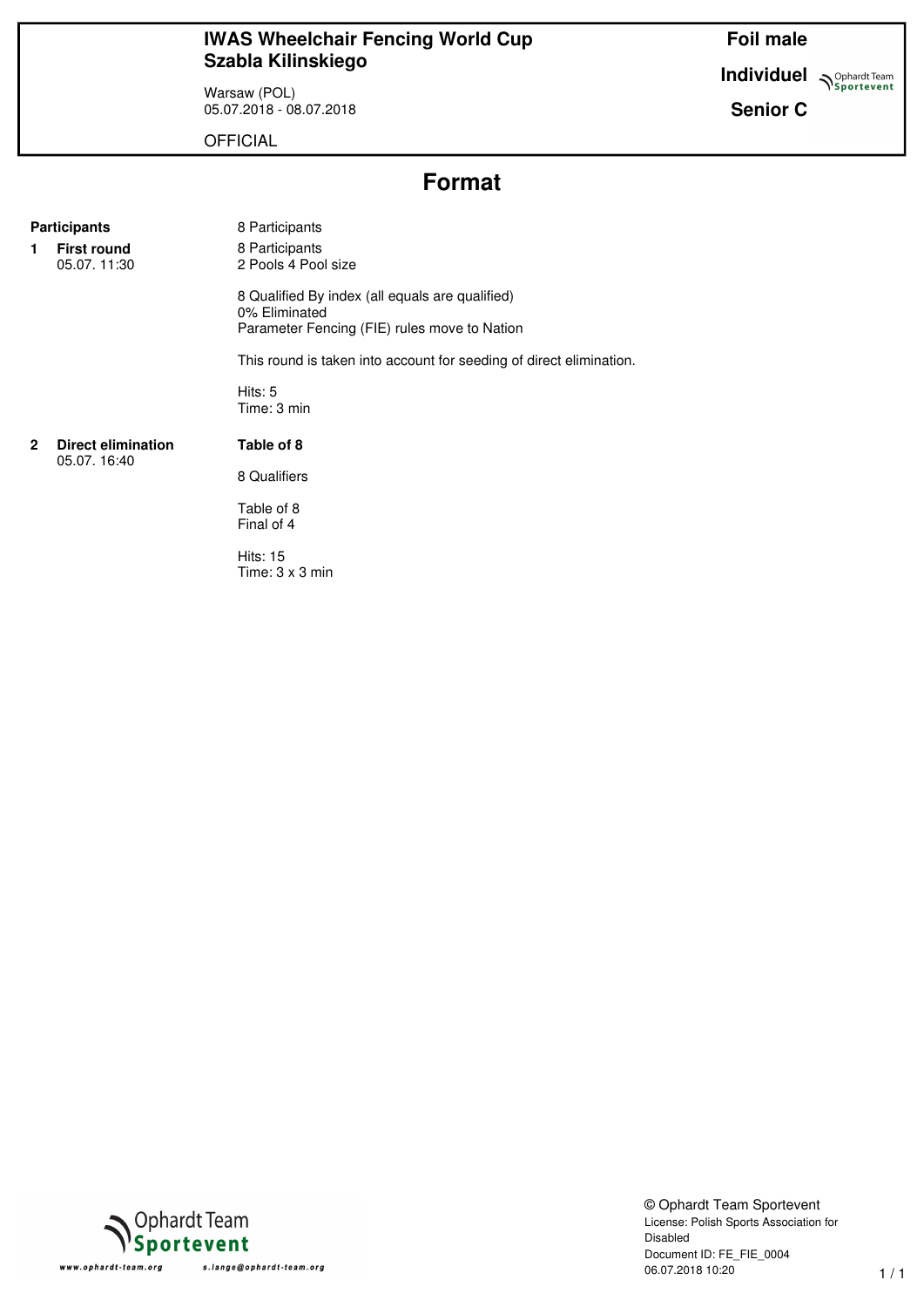**IWAS Wheelchair Fencing World Cup**
**Szabla Kilinskiego**

Warsaw (POL)
05.07.2018 - 08.07.2018

OFFICIAL

**Foil male**

**Individuel**

**Senior C**

# Format

**Participants**

8 Participants

**1 First round**
05.07. 11:30

8 Participants
2 Pools 4 Pool size

8 Qualified By index (all equals are qualified)
0% Eliminated
Parameter Fencing (FIE) rules move to Nation

This round is taken into account for seeding of direct elimination.

Hits: 5
Time: 3 min

**2 Direct elimination**
05.07. 16:40

**Table of 8**

8 Qualifiers

Table of 8
Final of 4

Hits: 15
Time: 3 x 3 min

© Ophardt Team Sportevent
License: Polish Sports Association for Disabled
Document ID: FE_FIE_0004
06.07.2018 10:20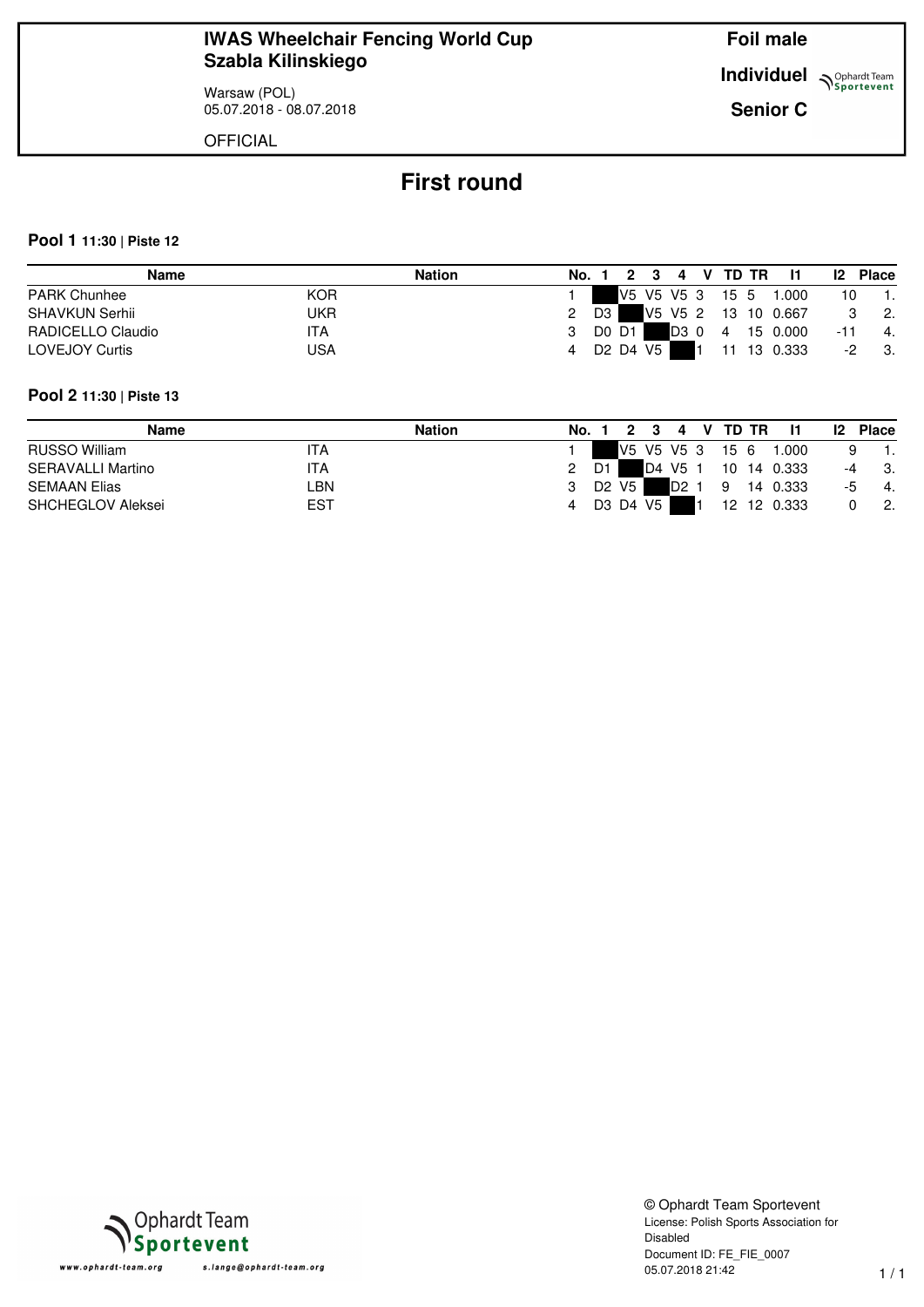**IWAS Wheelchair Fencing World Cup**
**Szabla Kilinskiego**

Warsaw (POL)
05.07.2018 - 08.07.2018

OFFICIAL

**Foil male**

**Individuel**

**Senior C**

# First round

### Pool 1 11:30 | Piste 12

| Name | Nation | No. | 1 | 2 | 3 | 4 | V | TD | TR | I1 | I2 | Place |
|---|---|---|---|---|---|---|---|---|---|---|---|---|
| PARK Chunhee | KOR | 1 | | V5 | V5 | V5 | 3 | 15 | 5 | 1.000 | 10 | 1. |
| SHAVKUN Serhii | UKR | 2 | D3 | | V5 | V5 | 2 | 13 | 10 | 0.667 | 3 | 2. |
| RADICELLO Claudio | ITA | 3 | D0 | D1 | | D3 | 0 | 4 | 15 | 0.000 | -11 | 4. |
| LOVEJOY Curtis | USA | 4 | D2 | D4 | V5 | | 1 | 11 | 13 | 0.333 | -2 | 3. |

### Pool 2 11:30 | Piste 13

| Name | Nation | No. | 1 | 2 | 3 | 4 | V | TD | TR | I1 | I2 | Place |
|---|---|---|---|---|---|---|---|---|---|---|---|---|
| RUSSO William | ITA | 1 | | V5 | V5 | V5 | 3 | 15 | 6 | 1.000 | 9 | 1. |
| SERAVALLI Martino | ITA | 2 | D1 | | D4 | V5 | 1 | 10 | 14 | 0.333 | -4 | 3. |
| SEMAAN Elias | LBN | 3 | D2 | V5 | | D2 | 1 | 9 | 14 | 0.333 | -5 | 4. |
| SHCHEGLOV Aleksei | EST | 4 | D3 | D4 | V5 | | 1 | 12 | 12 | 0.333 | 0 | 2. |

© Ophardt Team Sportevent
License: Polish Sports Association for Disabled
Document ID: FE_FIE_0007
05.07.2018 21:42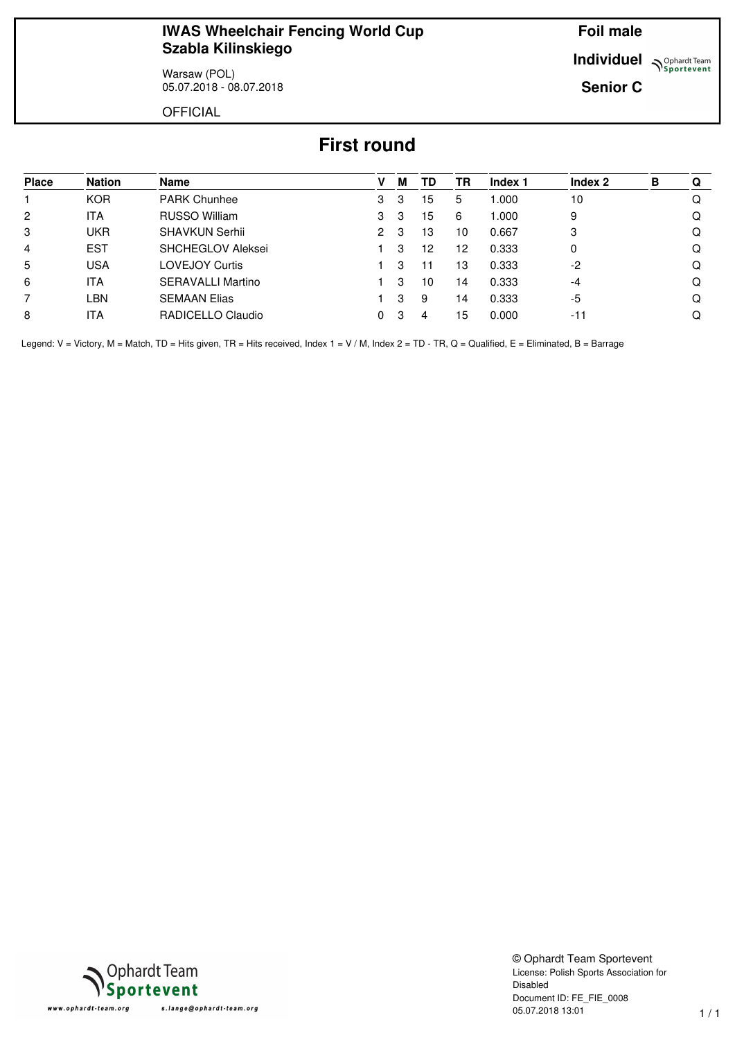**IWAS Wheelchair Fencing World Cup**
**Szabla Kilinskiego**

Warsaw (POL)
05.07.2018 - 08.07.2018

OFFICIAL

**Foil male**

**Individuel**

**Senior C**

# First round

| Place | Nation | Name | V | M | TD | TR | Index 1 | Index 2 | B | Q |
|---|---|---|---|---|---|---|---|---|---|---|
| 1 | KOR | PARK Chunhee | 3 | 3 | 15 | 5 | 1.000 | 10 | | Q |
| 2 | ITA | RUSSO William | 3 | 3 | 15 | 6 | 1.000 | 9 | | Q |
| 3 | UKR | SHAVKUN Serhii | 2 | 3 | 13 | 10 | 0.667 | 3 | | Q |
| 4 | EST | SHCHEGLOV Aleksei | 1 | 3 | 12 | 12 | 0.333 | 0 | | Q |
| 5 | USA | LOVEJOY Curtis | 1 | 3 | 11 | 13 | 0.333 | -2 | | Q |
| 6 | ITA | SERAVALLI Martino | 1 | 3 | 10 | 14 | 0.333 | -4 | | Q |
| 7 | LBN | SEMAAN Elias | 1 | 3 | 9 | 14 | 0.333 | -5 | | Q |
| 8 | ITA | RADICELLO Claudio | 0 | 3 | 4 | 15 | 0.000 | -11 | | Q |

Legend: V = Victory, M = Match, TD = Hits given, TR = Hits received, Index 1 = V / M, Index 2 = TD - TR, Q = Qualified, E = Eliminated, B = Barrage

© Ophardt Team Sportevent
License: Polish Sports Association for Disabled
Document ID: FE_FIE_0008
05.07.2018 13:01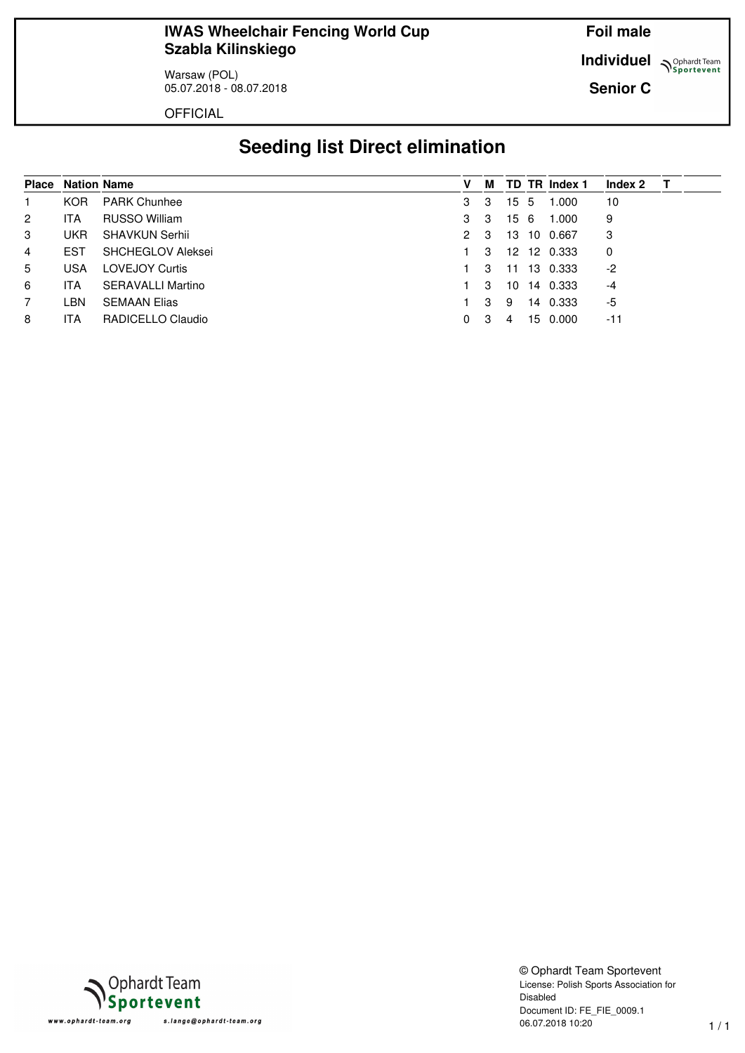**IWAS Wheelchair Fencing World Cup**
**Szabla Kilinskiego**

Warsaw (POL)
05.07.2018 - 08.07.2018

OFFICIAL

**Foil male**

**Individuel**

**Senior C**

# Seeding list Direct elimination

| Place | Nation | Name | V | M | TD | TR | Index 1 | Index 2 | T |
|---|---|---|---|---|---|---|---|---|---|
| 1 | KOR | PARK Chunhee | 3 | 3 | 15 | 5 | 1.000 | 10 | |
| 2 | ITA | RUSSO William | 3 | 3 | 15 | 6 | 1.000 | 9 | |
| 3 | UKR | SHAVKUN Serhii | 2 | 3 | 13 | 10 | 0.667 | 3 | |
| 4 | EST | SHCHEGLOV Aleksei | 1 | 3 | 12 | 12 | 0.333 | 0 | |
| 5 | USA | LOVEJOY Curtis | 1 | 3 | 11 | 13 | 0.333 | -2 | |
| 6 | ITA | SERAVALLI Martino | 1 | 3 | 10 | 14 | 0.333 | -4 | |
| 7 | LBN | SEMAAN Elias | 1 | 3 | 9 | 14 | 0.333 | -5 | |
| 8 | ITA | RADICELLO Claudio | 0 | 3 | 4 | 15 | 0.000 | -11 | |

© Ophardt Team Sportevent
License: Polish Sports Association for Disabled
Document ID: FE_FIE_0009.1
06.07.2018 10:20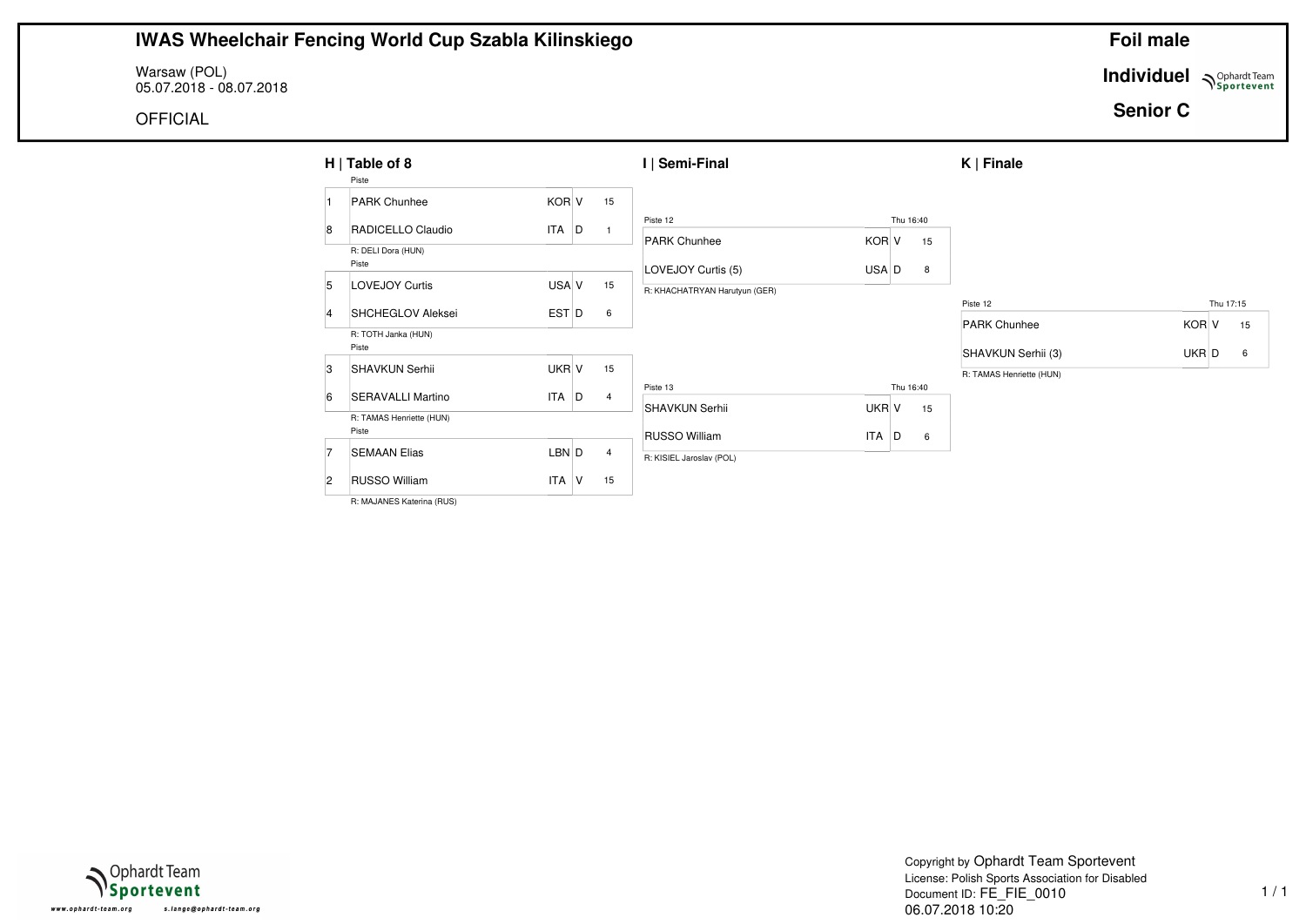# IWAS Wheelchair Fencing World Cup Szabla Kilinskiego

Warsaw (POL)
05.07.2018 - 08.07.2018

OFFICIAL

**Foil male**

**Individuel**

**Senior C**

## H | Table of 8

| Seed | Name | Nation | V/D | Score |
|---|---|---|---|---|
| 1 | PARK Chunhee | KOR | V | 15 |
| 8 | RADICELLO Claudio | ITA | D | 1 |

R: DELI Dora (HUN)

| Seed | Name | Nation | V/D | Score |
|---|---|---|---|---|
| 5 | LOVEJOY Curtis | USA | V | 15 |
| 4 | SHCHEGLOV Aleksei | EST | D | 6 |

R: TOTH Janka (HUN)

| Seed | Name | Nation | V/D | Score |
|---|---|---|---|---|
| 3 | SHAVKUN Serhii | UKR | V | 15 |
| 6 | SERAVALLI Martino | ITA | D | 4 |

R: TAMAS Henriette (HUN)

| Seed | Name | Nation | V/D | Score |
|---|---|---|---|---|
| 7 | SEMAAN Elias | LBN | D | 4 |
| 2 | RUSSO William | ITA | V | 15 |

R: MAJANES Katerina (RUS)

## I | Semi-Final

Piste 12 — Thu 16:40

| Name | Nation | V/D | Score |
|---|---|---|---|
| PARK Chunhee | KOR | V | 15 |
| LOVEJOY Curtis (5) | USA | D | 8 |

R: KHACHATRYAN Harutyun (GER)

Piste 13 — Thu 16:40

| Name | Nation | V/D | Score |
|---|---|---|---|
| SHAVKUN Serhii | UKR | V | 15 |
| RUSSO William | ITA | D | 6 |

R: KISIEL Jaroslav (POL)

## K | Finale

Piste 12 — Thu 17:15

| Name | Nation | V/D | Score |
|---|---|---|---|
| PARK Chunhee | KOR | V | 15 |
| SHAVKUN Serhii (3) | UKR | D | 6 |

R: TAMAS Henriette (HUN)

Copyright by Ophardt Team Sportevent
License: Polish Sports Association for Disabled
Document ID: FE_FIE_0010
06.07.2018 10:20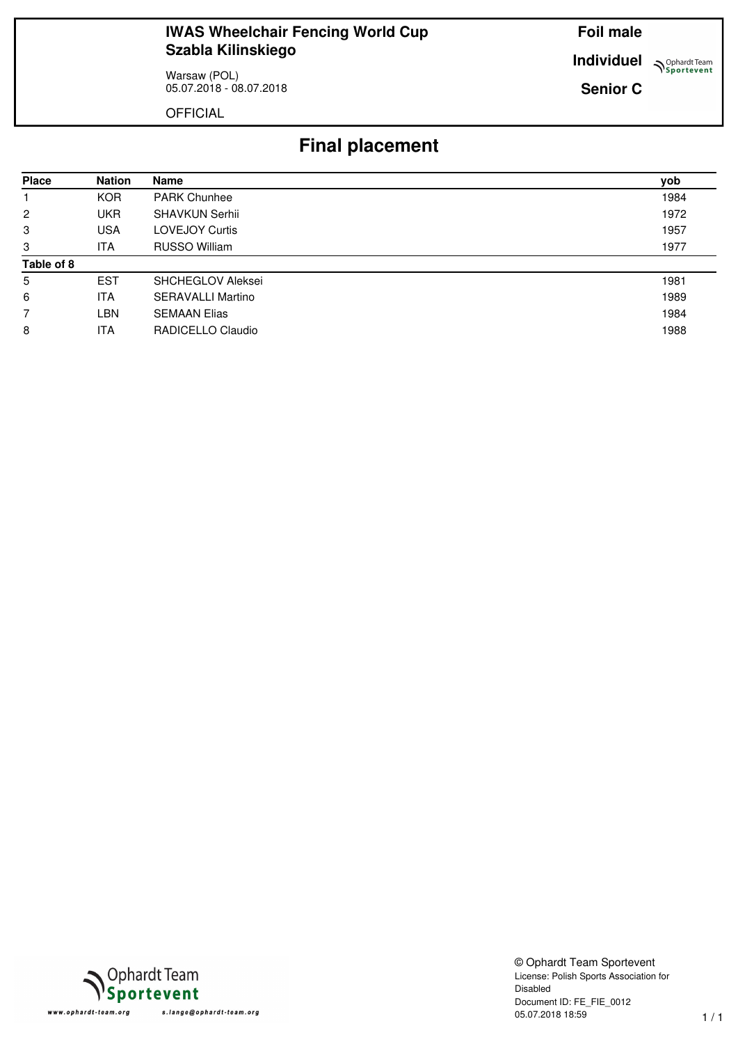**IWAS Wheelchair Fencing World Cup**
**Szabla Kilinskiego**

Warsaw (POL)
05.07.2018 - 08.07.2018

OFFICIAL

**Foil male**

**Individuel**

**Senior C**

# Final placement

| Place | Nation | Name | yob |
|---|---|---|---|
| 1 | KOR | PARK Chunhee | 1984 |
| 2 | UKR | SHAVKUN Serhii | 1972 |
| 3 | USA | LOVEJOY Curtis | 1957 |
| 3 | ITA | RUSSO William | 1977 |
| **Table of 8** | | | |
| 5 | EST | SHCHEGLOV Aleksei | 1981 |
| 6 | ITA | SERAVALLI Martino | 1989 |
| 7 | LBN | SEMAAN Elias | 1984 |
| 8 | ITA | RADICELLO Claudio | 1988 |

© Ophardt Team Sportevent
License: Polish Sports Association for Disabled
Document ID: FE_FIE_0012
05.07.2018 18:59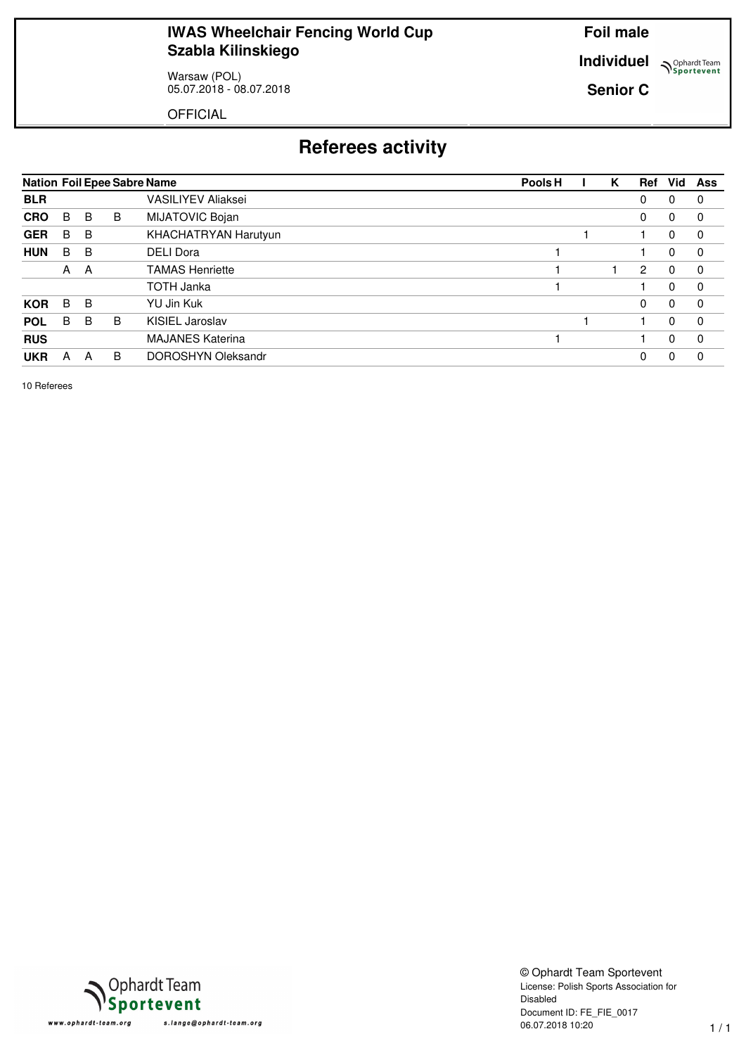**IWAS Wheelchair Fencing World Cup Szabla Kilinskiego**

Warsaw (POL)
05.07.2018 - 08.07.2018

OFFICIAL

**Foil male**

**Individuel**

**Senior C**

# Referees activity

| Nation | Foil | Epee | Sabre | Name | Pools | H | I | K | Ref | Vid | Ass |
|---|---|---|---|---|---|---|---|---|---|---|---|
| BLR | | | | VASILIYEV Aliaksei | | | | | 0 | 0 | 0 |
| CRO | B | B | B | MIJATOVIC Bojan | | | | | 0 | 0 | 0 |
| GER | B | B | | KHACHATRYAN Harutyun | | | 1 | | 1 | 0 | 0 |
| HUN | B | B | | DELI Dora | | 1 | | | 1 | 0 | 0 |
| | A | A | | TAMAS Henriette | | 1 | | 1 | 2 | 0 | 0 |
| | | | | TOTH Janka | | 1 | | | 1 | 0 | 0 |
| KOR | B | B | | YU Jin Kuk | | | | | 0 | 0 | 0 |
| POL | B | B | B | KISIEL Jaroslav | | | 1 | | 1 | 0 | 0 |
| RUS | | | | MAJANES Katerina | | 1 | | | 1 | 0 | 0 |
| UKR | A | A | B | DOROSHYN Oleksandr | | | | | 0 | 0 | 0 |

10 Referees

© Ophardt Team Sportevent
License: Polish Sports Association for Disabled
Document ID: FE_FIE_0017
06.07.2018 10:20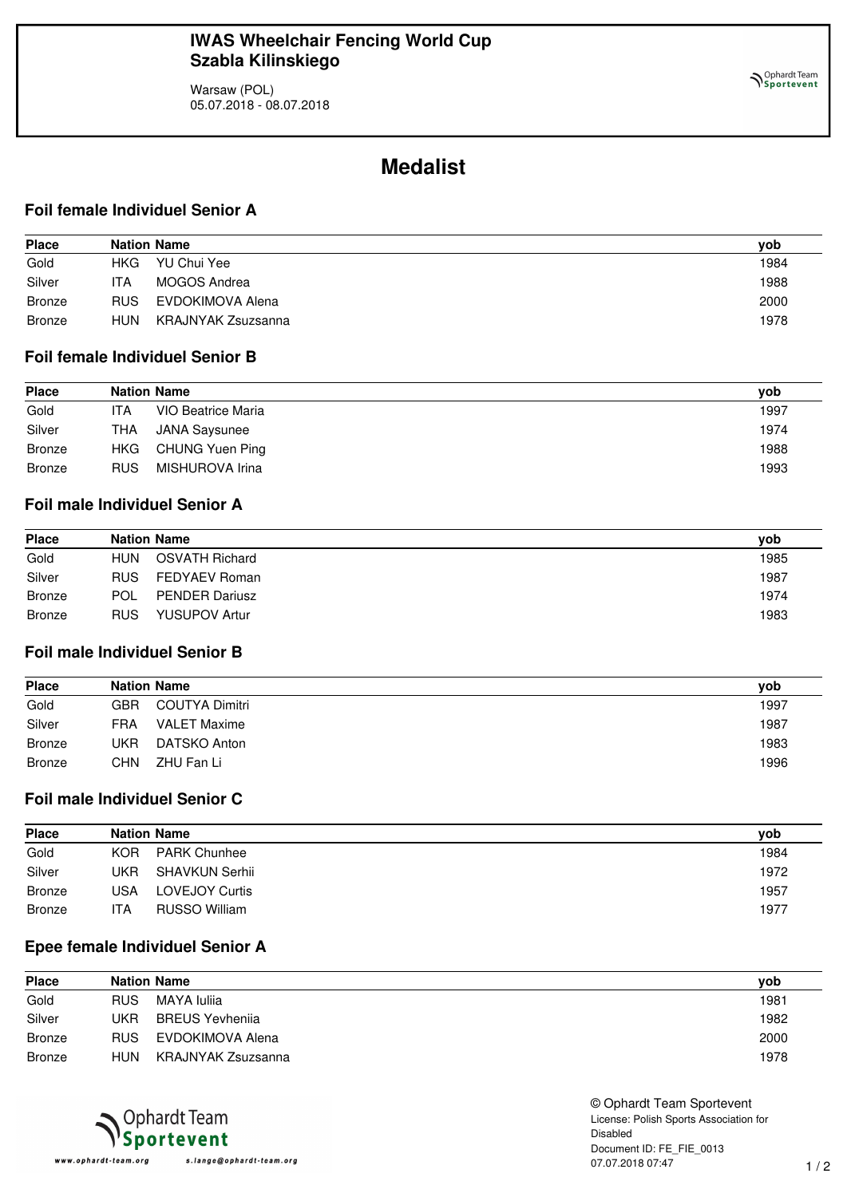**IWAS Wheelchair Fencing World Cup**
**Szabla Kilinskiego**

Warsaw (POL)
05.07.2018 - 08.07.2018

# Medalist

## Foil female Individuel Senior A

| Place | Nation | Name | yob |
|---|---|---|---|
| Gold | HKG | YU Chui Yee | 1984 |
| Silver | ITA | MOGOS Andrea | 1988 |
| Bronze | RUS | EVDOKIMOVA Alena | 2000 |
| Bronze | HUN | KRAJNYAK Zsuzsanna | 1978 |

## Foil female Individuel Senior B

| Place | Nation | Name | yob |
|---|---|---|---|
| Gold | ITA | VIO Beatrice Maria | 1997 |
| Silver | THA | JANA Saysunee | 1974 |
| Bronze | HKG | CHUNG Yuen Ping | 1988 |
| Bronze | RUS | MISHUROVA Irina | 1993 |

## Foil male Individuel Senior A

| Place | Nation | Name | yob |
|---|---|---|---|
| Gold | HUN | OSVATH Richard | 1985 |
| Silver | RUS | FEDYAEV Roman | 1987 |
| Bronze | POL | PENDER Dariusz | 1974 |
| Bronze | RUS | YUSUPOV Artur | 1983 |

## Foil male Individuel Senior B

| Place | Nation | Name | yob |
|---|---|---|---|
| Gold | GBR | COUTYA Dimitri | 1997 |
| Silver | FRA | VALET Maxime | 1987 |
| Bronze | UKR | DATSKO Anton | 1983 |
| Bronze | CHN | ZHU Fan Li | 1996 |

## Foil male Individuel Senior C

| Place | Nation | Name | yob |
|---|---|---|---|
| Gold | KOR | PARK Chunhee | 1984 |
| Silver | UKR | SHAVKUN Serhii | 1972 |
| Bronze | USA | LOVEJOY Curtis | 1957 |
| Bronze | ITA | RUSSO William | 1977 |

## Epee female Individuel Senior A

| Place | Nation | Name | yob |
|---|---|---|---|
| Gold | RUS | MAYA Iuliia | 1981 |
| Silver | UKR | BREUS Yevheniia | 1982 |
| Bronze | RUS | EVDOKIMOVA Alena | 2000 |
| Bronze | HUN | KRAJNYAK Zsuzsanna | 1978 |

© Ophardt Team Sportevent
License: Polish Sports Association for Disabled
Document ID: FE_FIE_0013
07.07.2018 07:47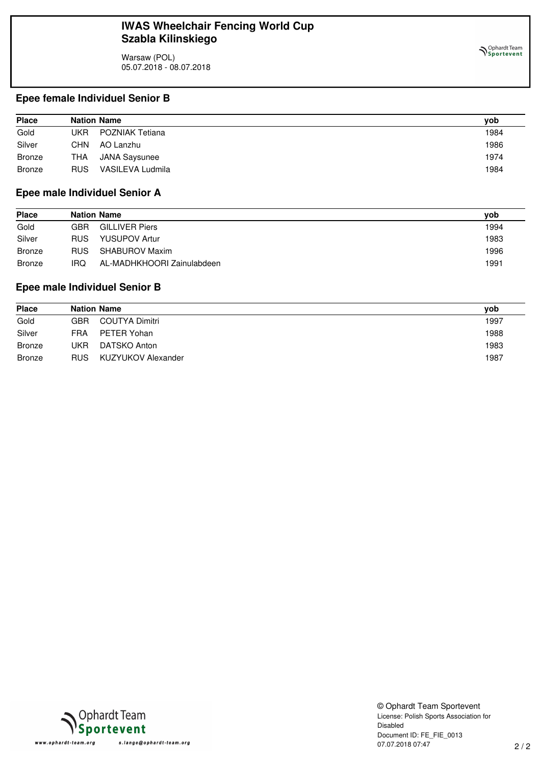## Epee female Individuel Senior B

| Place | Nation | Name | yob |
|---|---|---|---|
| Gold | UKR | POZNIAK Tetiana | 1984 |
| Silver | CHN | AO Lanzhu | 1986 |
| Bronze | THA | JANA Saysunee | 1974 |
| Bronze | RUS | VASILEVA Ludmila | 1984 |

## Epee male Individuel Senior A

| Place | Nation | Name | yob |
|---|---|---|---|
| Gold | GBR | GILLIVER Piers | 1994 |
| Silver | RUS | YUSUPOV Artur | 1983 |
| Bronze | RUS | SHABUROV Maxim | 1996 |
| Bronze | IRQ | AL-MADHKHOORI Zainulabdeen | 1991 |

## Epee male Individuel Senior B

| Place | Nation | Name | yob |
|---|---|---|---|
| Gold | GBR | COUTYA Dimitri | 1997 |
| Silver | FRA | PETER Yohan | 1988 |
| Bronze | UKR | DATSKO Anton | 1983 |
| Bronze | RUS | KUZYUKOV Alexander | 1987 |